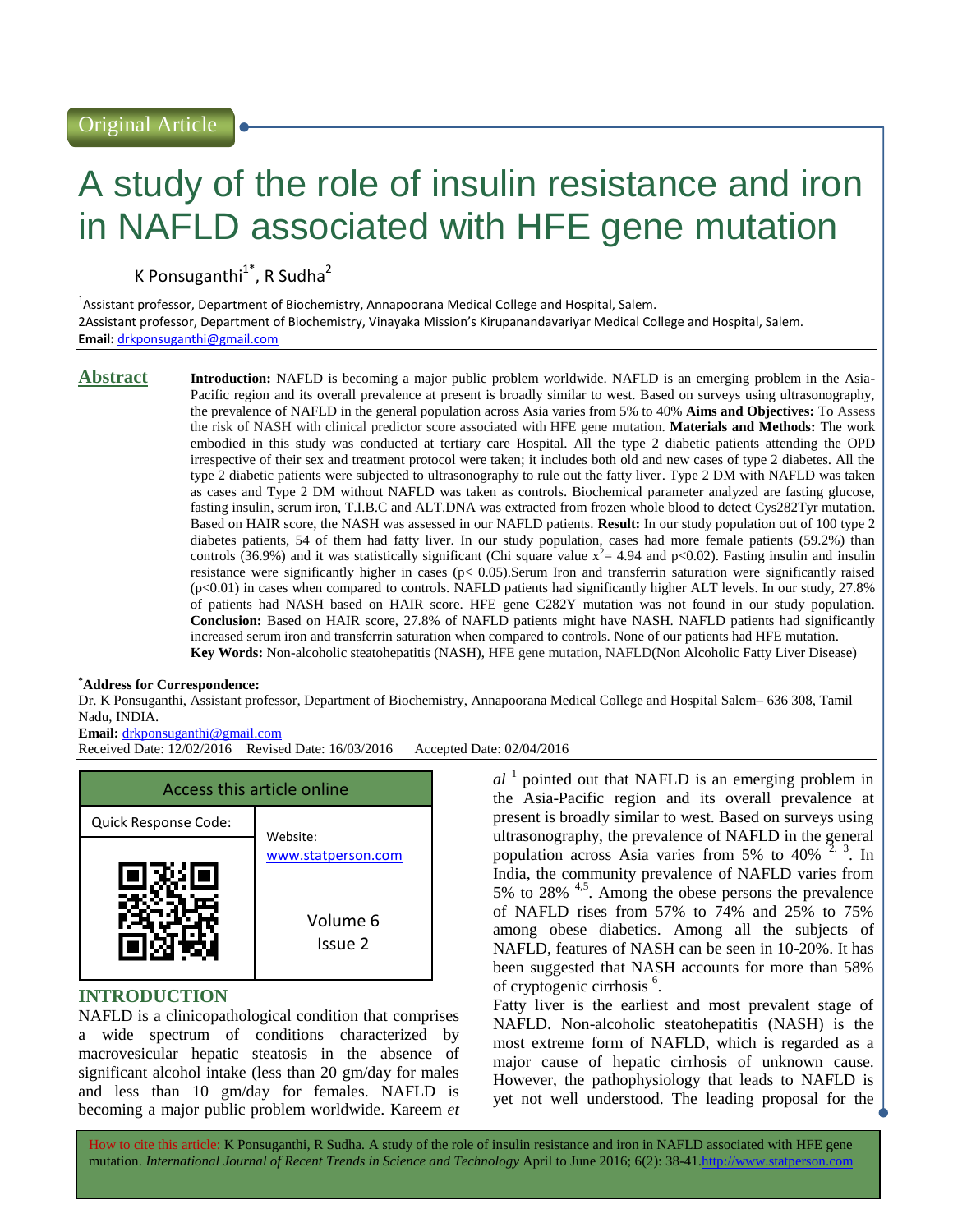Original Article

# A study of the role of insulin resistance and iron in NAFLD associated with HFE gene mutation

K Ponsuganthi[1*], R Sudha[2]

[1]Assistant professor, Department of Biochemistry, Annapoorana Medical College and Hospital, Salem.
2Assistant professor, Department of Biochemistry, Vinayaka Mission's Kirupanandavariyar Medical College and Hospital, Salem.
**Email:** drkponsuganthi@gmail.com

## Abstract

**Introduction:** NAFLD is becoming a major public problem worldwide. NAFLD is an emerging problem in the Asia-Pacific region and its overall prevalence at present is broadly similar to west. Based on surveys using ultrasonography, the prevalence of NAFLD in the general population across Asia varies from 5% to 40% **Aims and Objectives:** To Assess the risk of NASH with clinical predictor score associated with HFE gene mutation. **Materials and Methods:** The work embodied in this study was conducted at tertiary care Hospital. All the type 2 diabetic patients attending the OPD irrespective of their sex and treatment protocol were taken; it includes both old and new cases of type 2 diabetes. All the type 2 diabetic patients were subjected to ultrasonography to rule out the fatty liver. Type 2 DM with NAFLD was taken as cases and Type 2 DM without NAFLD was taken as controls. Biochemical parameter analyzed are fasting glucose, fasting insulin, serum iron, T.I.B.C and ALT.DNA was extracted from frozen whole blood to detect Cys282Tyr mutation. Based on HAIR score, the NASH was assessed in our NAFLD patients. **Result:** In our study population out of 100 type 2 diabetes patients, 54 of them had fatty liver. In our study population, cases had more female patients (59.2%) than controls (36.9%) and it was statistically significant (Chi square value $x^2$= 4.94 and p<0.02). Fasting insulin and insulin resistance were significantly higher in cases (p< 0.05).Serum Iron and transferrin saturation were significantly raised (p<0.01) in cases when compared to controls. NAFLD patients had significantly higher ALT levels. In our study, 27.8% of patients had NASH based on HAIR score. HFE gene C282Y mutation was not found in our study population. **Conclusion:** Based on HAIR score, 27.8% of NAFLD patients might have NASH. NAFLD patients had significantly increased serum iron and transferrin saturation when compared to controls. None of our patients had HFE mutation.

**Key Words:** Non-alcoholic steatohepatitis (NASH), HFE gene mutation, NAFLD(Non Alcoholic Fatty Liver Disease)

**[*]Address for Correspondence:**
Dr. K Ponsuganthi, Assistant professor, Department of Biochemistry, Annapoorana Medical College and Hospital Salem– 636 308, Tamil Nadu, INDIA.
**Email:** drkponsuganthi@gmail.com
Received Date: 12/02/2016 Revised Date: 16/03/2016 Accepted Date: 02/04/2016

| Access this article online | |
|---|---|
| Quick Response Code: | Website: www.statperson.com |
| | Volume 6 Issue 2 |

## INTRODUCTION

NAFLD is a clinicopathological condition that comprises a wide spectrum of conditions characterized by macrovesicular hepatic steatosis in the absence of significant alcohol intake (less than 20 gm/day for males and less than 10 gm/day for females. NAFLD is becoming a major public problem worldwide. Kareem *et al* [1] pointed out that NAFLD is an emerging problem in the Asia-Pacific region and its overall prevalence at present is broadly similar to west. Based on surveys using ultrasonography, the prevalence of NAFLD in the general population across Asia varies from 5% to 40% [2, 3]. In India, the community prevalence of NAFLD varies from 5% to 28% [4,5]. Among the obese persons the prevalence of NAFLD rises from 57% to 74% and 25% to 75% among obese diabetics. Among all the subjects of NAFLD, features of NASH can be seen in 10-20%. It has been suggested that NASH accounts for more than 58% of cryptogenic cirrhosis [6].

Fatty liver is the earliest and most prevalent stage of NAFLD. Non-alcoholic steatohepatitis (NASH) is the most extreme form of NAFLD, which is regarded as a major cause of hepatic cirrhosis of unknown cause. However, the pathophysiology that leads to NAFLD is yet not well understood. The leading proposal for the

How to cite this article: K Ponsuganthi, R Sudha. A study of the role of insulin resistance and iron in NAFLD associated with HFE gene mutation. *International Journal of Recent Trends in Science and Technology* April to June 2016; 6(2): 38-41.http://www.statperson.com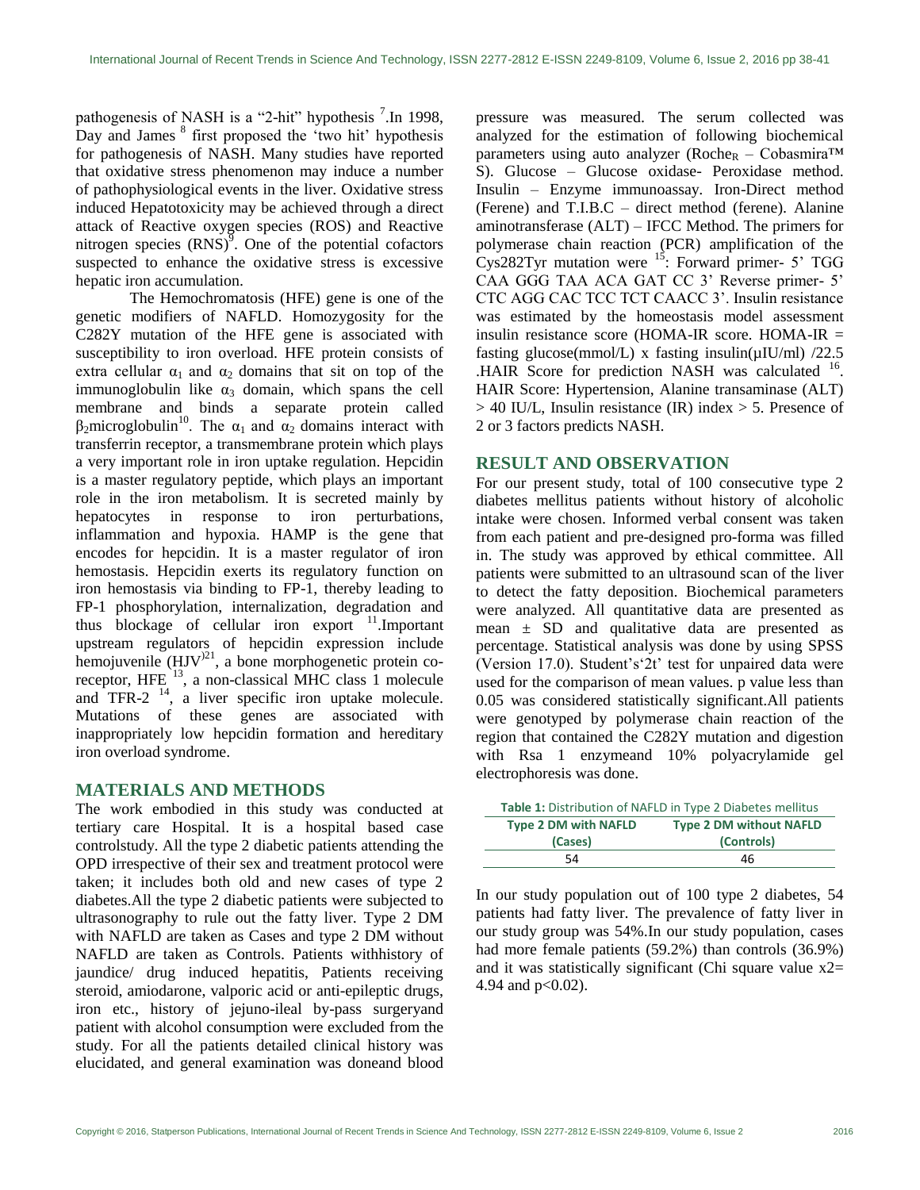pathogenesis of NASH is a "2-hit" hypothesis [7]. In 1998, Day and James [8] first proposed the 'two hit' hypothesis for pathogenesis of NASH. Many studies have reported that oxidative stress phenomenon may induce a number of pathophysiological events in the liver. Oxidative stress induced Hepatotoxicity may be achieved through a direct attack of Reactive oxygen species (ROS) and Reactive nitrogen species (RNS)[9]. One of the potential cofactors suspected to enhance the oxidative stress is excessive hepatic iron accumulation.

The Hemochromatosis (HFE) gene is one of the genetic modifiers of NAFLD. Homozygosity for the C282Y mutation of the HFE gene is associated with susceptibility to iron overload. HFE protein consists of extra cellular $\alpha_1$ and $\alpha_2$ domains that sit on top of the immunoglobulin like $\alpha_3$ domain, which spans the cell membrane and binds a separate protein called $\beta_2$microglobulin[10]. The $\alpha_1$ and $\alpha_2$ domains interact with transferrin receptor, a transmembrane protein which plays a very important role in iron uptake regulation. Hepcidin is a master regulatory peptide, which plays an important role in the iron metabolism. It is secreted mainly by hepatocytes in response to iron perturbations, inflammation and hypoxia. HAMP is the gene that encodes for hepcidin. It is a master regulator of iron hemostasis. Hepcidin exerts its regulatory function on iron hemostasis via binding to FP-1, thereby leading to FP-1 phosphorylation, internalization, degradation and thus blockage of cellular iron export [11]. Important upstream regulators of hepcidin expression include hemojuvenile (HJV)[21], a bone morphogenetic protein co-receptor, HFE [13], a non-classical MHC class 1 molecule and TFR-2 [14], a liver specific iron uptake molecule. Mutations of these genes are associated with inappropriately low hepcidin formation and hereditary iron overload syndrome.

## MATERIALS AND METHODS

The work embodied in this study was conducted at tertiary care Hospital. It is a hospital based case controlstudy. All the type 2 diabetic patients attending the OPD irrespective of their sex and treatment protocol were taken; it includes both old and new cases of type 2 diabetes.All the type 2 diabetic patients were subjected to ultrasonography to rule out the fatty liver. Type 2 DM with NAFLD are taken as Cases and type 2 DM without NAFLD are taken as Controls. Patients withhistory of jaundice/ drug induced hepatitis, Patients receiving steroid, amiodarone, valporic acid or anti-epileptic drugs, iron etc., history of jejuno-ileal by-pass surgeryand patient with alcohol consumption were excluded from the study. For all the patients detailed clinical history was elucidated, and general examination was doneand blood pressure was measured. The serum collected was analyzed for the estimation of following biochemical parameters using auto analyzer ($\text{Roche}_R$ – Cobasmira™ S). Glucose – Glucose oxidase- Peroxidase method. Insulin – Enzyme immunoassay. Iron-Direct method (Ferene) and T.I.B.C – direct method (ferene). Alanine aminotransferase (ALT) – IFCC Method. The primers for polymerase chain reaction (PCR) amplification of the Cys282Tyr mutation were [15]: Forward primer- 5' TGG CAA GGG TAA ACA GAT CC 3' Reverse primer- 5' CTC AGG CAC TCC TCT CAACC 3'. Insulin resistance was estimated by the homeostasis model assessment insulin resistance score (HOMA-IR score. HOMA-IR = fasting glucose(mmol/L) x fasting insulin(µIU/ml) /22.5 .HAIR Score for prediction NASH was calculated [16]. HAIR Score: Hypertension, Alanine transaminase (ALT) > 40 IU/L, Insulin resistance (IR) index > 5. Presence of 2 or 3 factors predicts NASH.

## RESULT AND OBSERVATION

For our present study, total of 100 consecutive type 2 diabetes mellitus patients without history of alcoholic intake were chosen. Informed verbal consent was taken from each patient and pre-designed pro-forma was filled in. The study was approved by ethical committee. All patients were submitted to an ultrasound scan of the liver to detect the fatty deposition. Biochemical parameters were analyzed. All quantitative data are presented as mean ± SD and qualitative data are presented as percentage. Statistical analysis was done by using SPSS (Version 17.0). Student's'2t' test for unpaired data were used for the comparison of mean values. p value less than 0.05 was considered statistically significant.All patients were genotyped by polymerase chain reaction of the region that contained the C282Y mutation and digestion with Rsa 1 enzymeand 10% polyacrylamide gel electrophoresis was done.

**Table 1:** Distribution of NAFLD in Type 2 Diabetes mellitus

| Type 2 DM with NAFLD (Cases) | Type 2 DM without NAFLD (Controls) |
|---|---|
| 54 | 46 |

In our study population out of 100 type 2 diabetes, 54 patients had fatty liver. The prevalence of fatty liver in our study group was 54%.In our study population, cases had more female patients (59.2%) than controls (36.9%) and it was statistically significant (Chi square value $x2= 4.94$ and $p<0.02$).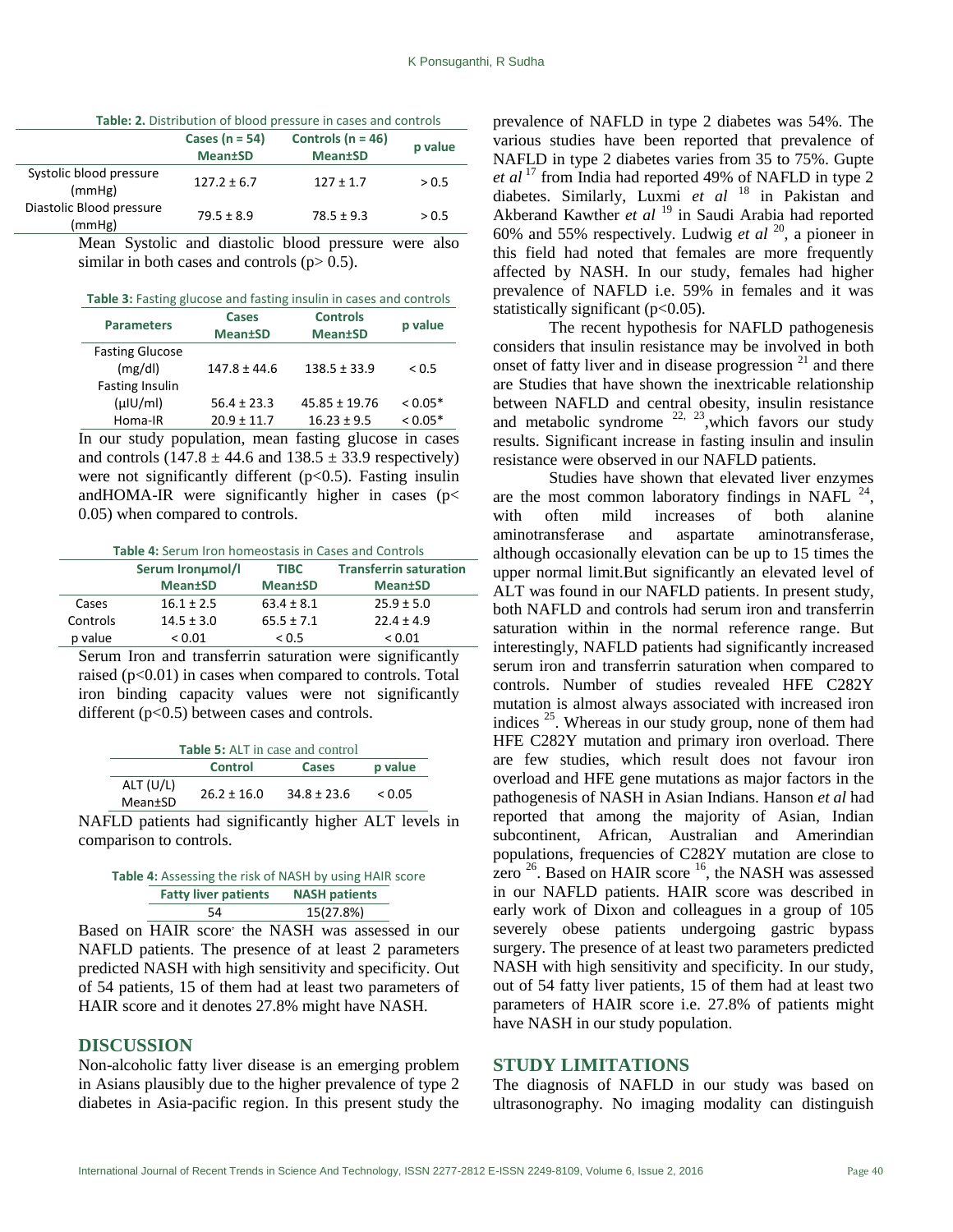**Table: 2.** Distribution of blood pressure in cases and controls

| | Cases (n = 54) Mean±SD | Controls (n = 46) Mean±SD | p value |
|---|---|---|---|
| Systolic blood pressure (mmHg) | 127.2 ± 6.7 | 127 ± 1.7 | > 0.5 |
| Diastolic Blood pressure (mmHg) | 79.5 ± 8.9 | 78.5 ± 9.3 | > 0.5 |

Mean Systolic and diastolic blood pressure were also similar in both cases and controls (p> 0.5).

**Table 3:** Fasting glucose and fasting insulin in cases and controls

| Parameters | Cases Mean±SD | Controls Mean±SD | p value |
|---|---|---|---|
| Fasting Glucose (mg/dl) | 147.8 ± 44.6 | 138.5 ± 33.9 | < 0.5 |
| Fasting Insulin (µIU/ml) | 56.4 ± 23.3 | 45.85 ± 19.76 | < 0.05* |
| Homa-IR | 20.9 ± 11.7 | 16.23 ± 9.5 | < 0.05* |

In our study population, mean fasting glucose in cases and controls (147.8 ± 44.6 and 138.5 ± 33.9 respectively) were not significantly different (p<0.5). Fasting insulin andHOMA-IR were significantly higher in cases (p< 0.05) when compared to controls.

**Table 4:** Serum Iron homeostasis in Cases and Controls

| | Serum Ironµmol/l Mean±SD | TIBC Mean±SD | Transferrin saturation Mean±SD |
|---|---|---|---|
| Cases | 16.1 ± 2.5 | 63.4 ± 8.1 | 25.9 ± 5.0 |
| Controls | 14.5 ± 3.0 | 65.5 ± 7.1 | 22.4 ± 4.9 |
| p value | < 0.01 | < 0.5 | < 0.01 |

Serum Iron and transferrin saturation were significantly raised (p<0.01) in cases when compared to controls. Total iron binding capacity values were not significantly different (p<0.5) between cases and controls.

**Table 5:** ALT in case and control

| | Control | Cases | p value |
|---|---|---|---|
| ALT (U/L) Mean±SD | 26.2 ± 16.0 | 34.8 ± 23.6 | < 0.05 |

NAFLD patients had significantly higher ALT levels in comparison to controls.

**Table 4:** Assessing the risk of NASH by using HAIR score

| Fatty liver patients | NASH patients |
|---|---|
| 54 | 15(27.8%) |

Based on HAIR score' the NASH was assessed in our NAFLD patients. The presence of at least 2 parameters predicted NASH with high sensitivity and specificity. Out of 54 patients, 15 of them had at least two parameters of HAIR score and it denotes 27.8% might have NASH.

## DISCUSSION

Non-alcoholic fatty liver disease is an emerging problem in Asians plausibly due to the higher prevalence of type 2 diabetes in Asia-pacific region. In this present study the prevalence of NAFLD in type 2 diabetes was 54%. The various studies have been reported that prevalence of NAFLD in type 2 diabetes varies from 35 to 75%. Gupte *et al* [17] from India had reported 49% of NAFLD in type 2 diabetes. Similarly, Luxmi *et al* [18] in Pakistan and Akberand Kawther *et al* [19] in Saudi Arabia had reported 60% and 55% respectively. Ludwig *et al* [20], a pioneer in this field had noted that females are more frequently affected by NASH. In our study, females had higher prevalence of NAFLD i.e. 59% in females and it was statistically significant (p<0.05).

The recent hypothesis for NAFLD pathogenesis considers that insulin resistance may be involved in both onset of fatty liver and in disease progression [21] and there are Studies that have shown the inextricable relationship between NAFLD and central obesity, insulin resistance and metabolic syndrome [22, 23],which favors our study results. Significant increase in fasting insulin and insulin resistance were observed in our NAFLD patients.

Studies have shown that elevated liver enzymes are the most common laboratory findings in NAFL [24], with often mild increases of both alanine aminotransferase and aspartate aminotransferase, although occasionally elevation can be up to 15 times the upper normal limit.But significantly an elevated level of ALT was found in our NAFLD patients. In present study, both NAFLD and controls had serum iron and transferrin saturation within in the normal reference range. But interestingly, NAFLD patients had significantly increased serum iron and transferrin saturation when compared to controls. Number of studies revealed HFE C282Y mutation is almost always associated with increased iron indices [25]. Whereas in our study group, none of them had HFE C282Y mutation and primary iron overload. There are few studies, which result does not favour iron overload and HFE gene mutations as major factors in the pathogenesis of NASH in Asian Indians. Hanson *et al* had reported that among the majority of Asian, Indian subcontinent, African, Australian and Amerindian populations, frequencies of C282Y mutation are close to zero [26]. Based on HAIR score [16], the NASH was assessed in our NAFLD patients. HAIR score was described in early work of Dixon and colleagues in a group of 105 severely obese patients undergoing gastric bypass surgery. The presence of at least two parameters predicted NASH with high sensitivity and specificity. In our study, out of 54 fatty liver patients, 15 of them had at least two parameters of HAIR score i.e. 27.8% of patients might have NASH in our study population.

## STUDY LIMITATIONS

The diagnosis of NAFLD in our study was based on ultrasonography. No imaging modality can distinguish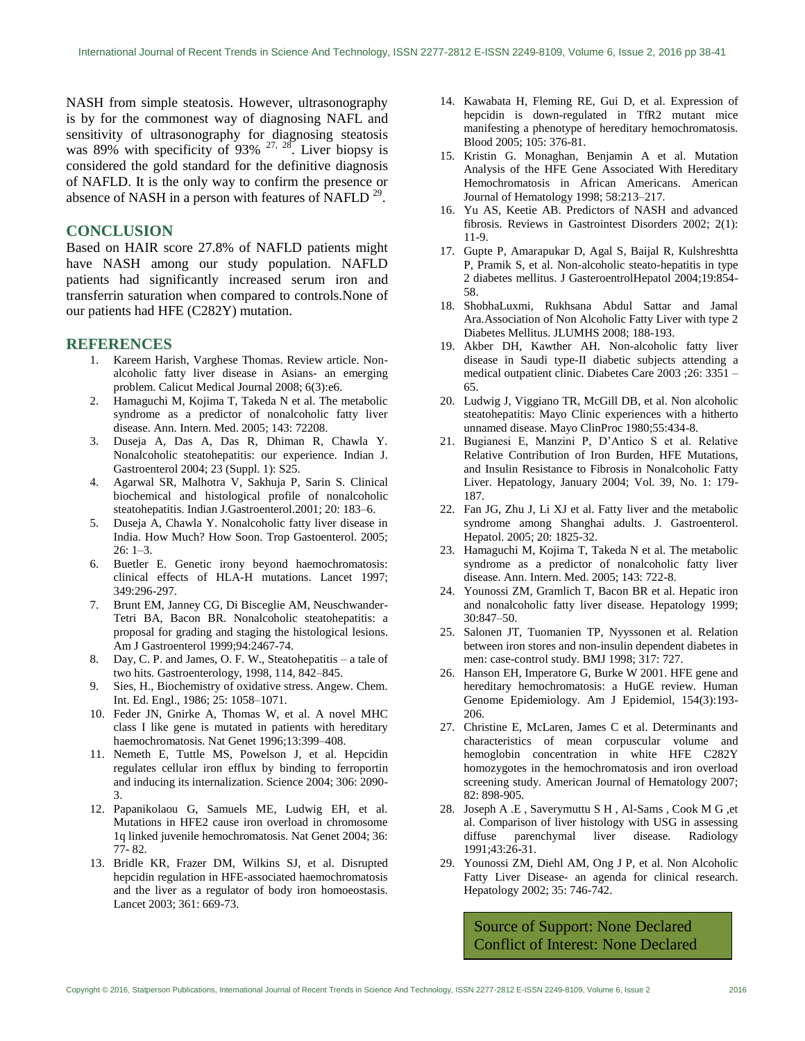NASH from simple steatosis. However, ultrasonography is by for the commonest way of diagnosing NAFL and sensitivity of ultrasonography for diagnosing steatosis was 89% with specificity of 93% [27, 28]. Liver biopsy is considered the gold standard for the definitive diagnosis of NAFLD. It is the only way to confirm the presence or absence of NASH in a person with features of NAFLD [29].

## CONCLUSION

Based on HAIR score 27.8% of NAFLD patients might have NASH among our study population. NAFLD patients had significantly increased serum iron and transferrin saturation when compared to controls.None of our patients had HFE (C282Y) mutation.

## REFERENCES

1. Kareem Harish, Varghese Thomas. Review article. Non-alcoholic fatty liver disease in Asians- an emerging problem. Calicut Medical Journal 2008; 6(3):e6.
2. Hamaguchi M, Kojima T, Takeda N et al. The metabolic syndrome as a predictor of nonalcoholic fatty liver disease. Ann. Intern. Med. 2005; 143: 72208.
3. Duseja A, Das A, Das R, Dhiman R, Chawla Y. Nonalcoholic steatohepatitis: our experience. Indian J. Gastroenterol 2004; 23 (Suppl. 1): S25.
4. Agarwal SR, Malhotra V, Sakhuja P, Sarin S. Clinical biochemical and histological profile of nonalcoholic steatohepatitis. Indian J.Gastroenterol.2001; 20: 183–6.
5. Duseja A, Chawla Y. Nonalcoholic fatty liver disease in India. How Much? How Soon. Trop Gastoenterol. 2005; 26: 1–3.
6. Buetler E. Genetic irony beyond haemochromatosis: clinical effects of HLA-H mutations. Lancet 1997; 349:296-297.
7. Brunt EM, Janney CG, Di Bisceglie AM, Neuschwander-Tetri BA, Bacon BR. Nonalcoholic steatohepatitis: a proposal for grading and staging the histological lesions. Am J Gastroenterol 1999;94:2467-74.
8. Day, C. P. and James, O. F. W., Steatohepatitis – a tale of two hits. Gastroenterology, 1998, 114, 842–845.
9. Sies, H., Biochemistry of oxidative stress. Angew. Chem. Int. Ed. Engl., 1986; 25: 1058–1071.
10. Feder JN, Gnirke A, Thomas W, et al. A novel MHC class I like gene is mutated in patients with hereditary haemochromatosis. Nat Genet 1996;13:399–408.
11. Nemeth E, Tuttle MS, Powelson J, et al. Hepcidin regulates cellular iron efflux by binding to ferroportin and inducing its internalization. Science 2004; 306: 2090-3.
12. Papanikolaou G, Samuels ME, Ludwig EH, et al. Mutations in HFE2 cause iron overload in chromosome 1q linked juvenile hemochromatosis. Nat Genet 2004; 36: 77- 82.
13. Bridle KR, Frazer DM, Wilkins SJ, et al. Disrupted hepcidin regulation in HFE-associated haemochromatosis and the liver as a regulator of body iron homoeostasis. Lancet 2003; 361: 669-73.
14. Kawabata H, Fleming RE, Gui D, et al. Expression of hepcidin is down-regulated in TfR2 mutant mice manifesting a phenotype of hereditary hemochromatosis. Blood 2005; 105: 376-81.
15. Kristin G. Monaghan, Benjamin A et al. Mutation Analysis of the HFE Gene Associated With Hereditary Hemochromatosis in African Americans. American Journal of Hematology 1998; 58:213–217.
16. Yu AS, Keetie AB. Predictors of NASH and advanced fibrosis. Reviews in Gastrointest Disorders 2002; 2(1): 11-9.
17. Gupte P, Amarapukar D, Agal S, Baijal R, Kulshreshtta P, Pramik S, et al. Non-alcoholic steato-hepatitis in type 2 diabetes mellitus. J GasteroentrolHepatol 2004;19:854-58.
18. ShobhaLuxmi, Rukhsana Abdul Sattar and Jamal Ara.Association of Non Alcoholic Fatty Liver with type 2 Diabetes Mellitus. JLUMHS 2008; 188-193.
19. Akber DH, Kawther AH. Non-alcoholic fatty liver disease in Saudi type-II diabetic subjects attending a medical outpatient clinic. Diabetes Care 2003 ;26: 3351 – 65.
20. Ludwig J, Viggiano TR, McGill DB, et al. Non alcoholic steatohepatitis: Mayo Clinic experiences with a hitherto unnamed disease. Mayo ClinProc 1980;55:434-8.
21. Bugianesi E, Manzini P, D'Antico S et al. Relative Relative Contribution of Iron Burden, HFE Mutations, and Insulin Resistance to Fibrosis in Nonalcoholic Fatty Liver. Hepatology, January 2004; Vol. 39, No. 1: 179-187.
22. Fan JG, Zhu J, Li XJ et al. Fatty liver and the metabolic syndrome among Shanghai adults. J. Gastroenterol. Hepatol. 2005; 20: 1825-32.
23. Hamaguchi M, Kojima T, Takeda N et al. The metabolic syndrome as a predictor of nonalcoholic fatty liver disease. Ann. Intern. Med. 2005; 143: 722-8.
24. Younossi ZM, Gramlich T, Bacon BR et al. Hepatic iron and nonalcoholic fatty liver disease. Hepatology 1999; 30:847–50.
25. Salonen JT, Tuomanien TP, Nyyssonen et al. Relation between iron stores and non-insulin dependent diabetes in men: case-control study. BMJ 1998; 317: 727.
26. Hanson EH, Imperatore G, Burke W 2001. HFE gene and hereditary hemochromatosis: a HuGE review. Human Genome Epidemiology. Am J Epidemiol, 154(3):193-206.
27. Christine E, McLaren, James C et al. Determinants and characteristics of mean corpuscular volume and hemoglobin concentration in white HFE C282Y homozygotes in the hemochromatosis and iron overload screening study. American Journal of Hematology 2007; 82: 898-905.
28. Joseph A .E , Saverymuttu S H , Al-Sams , Cook M G ,et al. Comparison of liver histology with USG in assessing diffuse parenchymal liver disease. Radiology 1991;43:26-31.
29. Younossi ZM, Diehl AM, Ong J P, et al. Non Alcoholic Fatty Liver Disease- an agenda for clinical research. Hepatology 2002; 35: 746-742.

Source of Support: None Declared
Conflict of Interest: None Declared